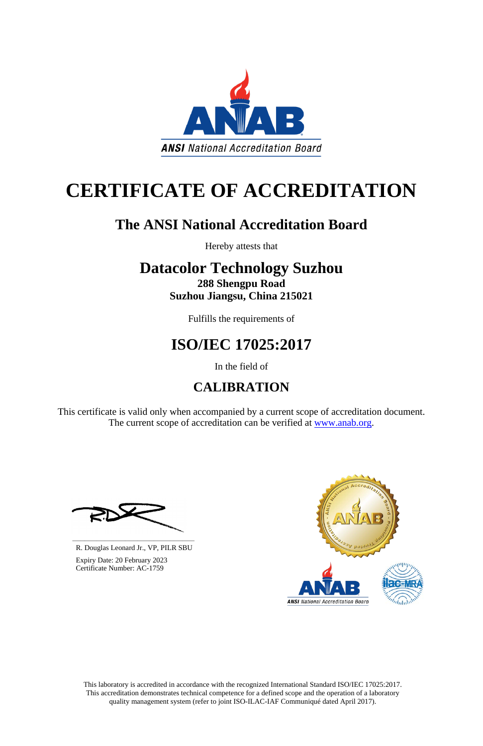ANSI National Accreditation Board

# CERTIFICATE OF ACCREDITATION

## The ANSI National Accreditation Board

Hereby attests that

## Datacolor Technology Suzhou

**288 Shengpu Road**
**Suzhou Jiangsu, China 215021**

Fulfills the requirements of

## ISO/IEC 17025:2017

In the field of

## CALIBRATION

This certificate is valid only when accompanied by a current scope of accreditation document.
The current scope of accreditation can be verified at www.anab.org.

R. Douglas Leonard Jr., VP, PILR SBU

Expiry Date: 20 February 2023
Certificate Number: AC-1759

This laboratory is accredited in accordance with the recognized International Standard ISO/IEC 17025:2017.
This accreditation demonstrates technical competence for a defined scope and the operation of a laboratory quality management system (refer to joint ISO-ILAC-IAF Communiqué dated April 2017).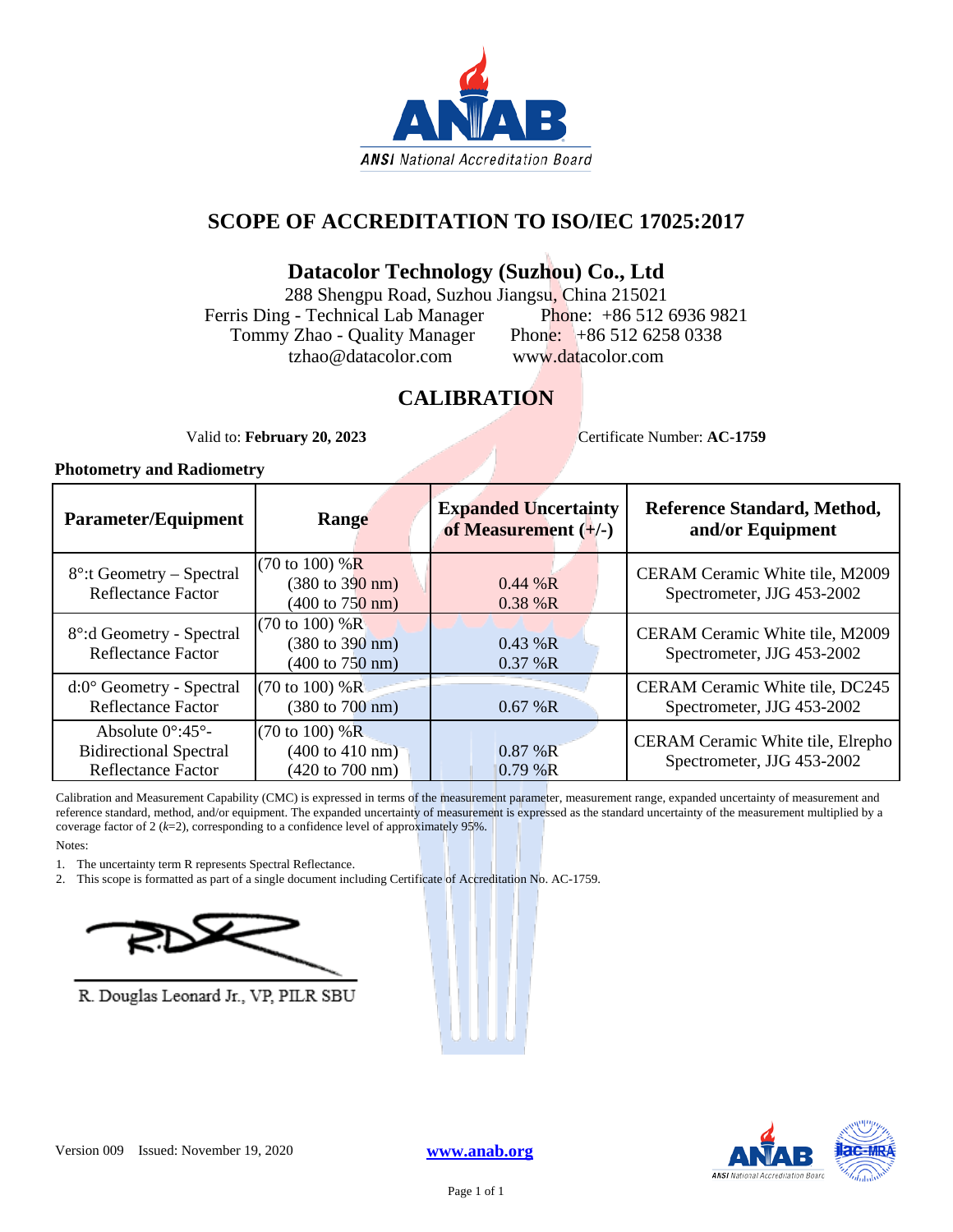## SCOPE OF ACCREDITATION TO ISO/IEC 17025:2017

### Datacolor Technology (Suzhou) Co., Ltd

288 Shengpu Road, Suzhou Jiangsu, China 215021

Ferris Ding - Technical Lab Manager    Phone: +86 512 6936 9821

Tommy Zhao - Quality Manager    Phone: +86 512 6258 0338

tzhao@datacolor.com    www.datacolor.com

## CALIBRATION

Valid to: **February 20, 2023**    Certificate Number: **AC-1759**

**Photometry and Radiometry**

| Parameter/Equipment | Range | Expanded Uncertainty of Measurement (+/-) | Reference Standard, Method, and/or Equipment |
|---|---|---|---|
| 8°:t Geometry – Spectral Reflectance Factor | (70 to 100) %R<br>(380 to 390 nm)<br>(400 to 750 nm) | 0.44 %R<br>0.38 %R | CERAM Ceramic White tile, M2009 Spectrometer, JJG 453-2002 |
| 8°:d Geometry - Spectral Reflectance Factor | (70 to 100) %R<br>(380 to 390 nm)<br>(400 to 750 nm) | 0.43 %R<br>0.37 %R | CERAM Ceramic White tile, M2009 Spectrometer, JJG 453-2002 |
| d:0° Geometry - Spectral Reflectance Factor | (70 to 100) %R<br>(380 to 700 nm) | 0.67 %R | CERAM Ceramic White tile, DC245 Spectrometer, JJG 453-2002 |
| Absolute 0°:45°-Bidirectional Spectral Reflectance Factor | (70 to 100) %R<br>(400 to 410 nm)<br>(420 to 700 nm) | 0.87 %R<br>0.79 %R | CERAM Ceramic White tile, Elrepho Spectrometer, JJG 453-2002 |

Calibration and Measurement Capability (CMC) is expressed in terms of the measurement parameter, measurement range, expanded uncertainty of measurement and reference standard, method, and/or equipment. The expanded uncertainty of measurement is expressed as the standard uncertainty of the measurement multiplied by a coverage factor of 2 ($k$=2), corresponding to a confidence level of approximately 95%.

Notes:

1. The uncertainty term R represents Spectral Reflectance.
2. This scope is formatted as part of a single document including Certificate of Accreditation No. AC-1759.

R. Douglas Leonard Jr., VP, PILR SBU

Version 009    Issued: November 19, 2020    www.anab.org